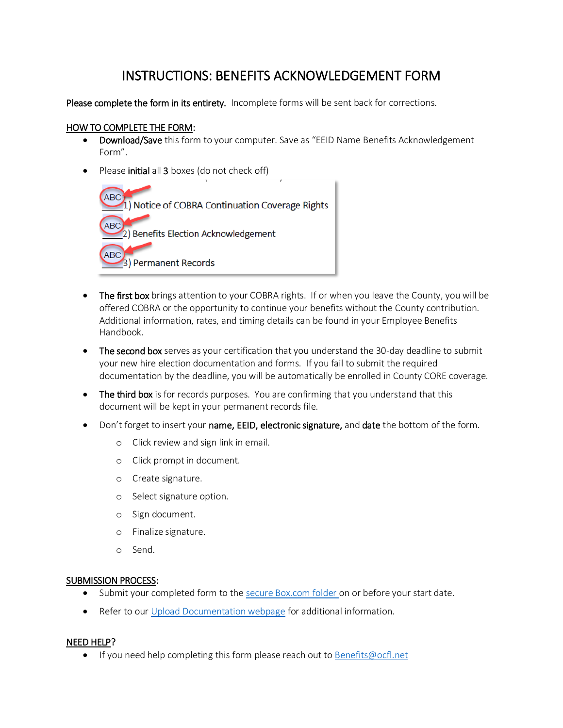# INSTRUCTIONS: BENEFITS ACKNOWLEDGEMENT FORM

**Please complete the form in its entirety.** Incomplete forms will be sent back for corrections.

**HOW TO COMPLETE THE FORM:**

- **Download/Save** this form to your computer. Save as "EEID Name Benefits Acknowledgement Form".
- Please **initial** all **3** boxes (do not check off)

ABC 1) Notice of COBRA Continuation Coverage Rights

ABC 2) Benefits Election Acknowledgement

ABC 3) Permanent Records

- **The first box** brings attention to your COBRA rights. If or when you leave the County, you will be offered COBRA or the opportunity to continue your benefits without the County contribution. Additional information, rates, and timing details can be found in your Employee Benefits Handbook.
- **The second box** serves as your certification that you understand the 30-day deadline to submit your new hire election documentation and forms. If you fail to submit the required documentation by the deadline, you will be automatically be enrolled in County CORE coverage.
- **The third box** is for records purposes. You are confirming that you understand that this document will be kept in your permanent records file.
- Don't forget to insert your **name, EEID, electronic signature,** and **date** the bottom of the form.
  - Click review and sign link in email.
  - Click prompt in document.
  - Create signature.
  - Select signature option.
  - Sign document.
  - Finalize signature.
  - Send.

**SUBMISSION PROCESS:**

- Submit your completed form to the secure Box.com folder on or before your start date.
- Refer to our Upload Documentation webpage for additional information.

**NEED HELP?**

- If you need help completing this form please reach out to Benefits@ocfl.net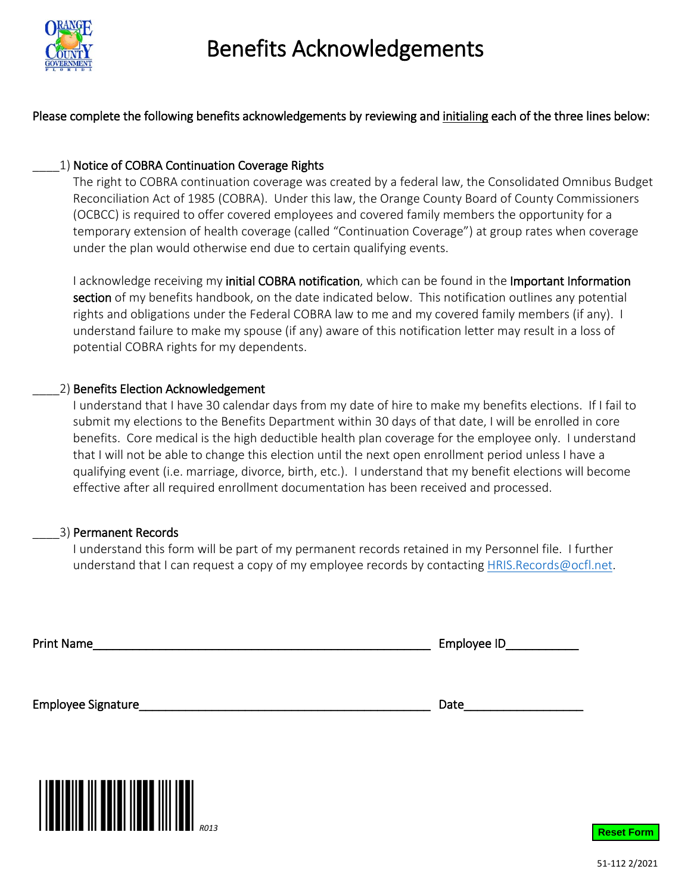# Benefits Acknowledgements

Please complete the following benefits acknowledgements by reviewing and initialing each of the three lines below:

____1) **Notice of COBRA Continuation Coverage Rights**

The right to COBRA continuation coverage was created by a federal law, the Consolidated Omnibus Budget Reconciliation Act of 1985 (COBRA). Under this law, the Orange County Board of County Commissioners (OCBCC) is required to offer covered employees and covered family members the opportunity for a temporary extension of health coverage (called "Continuation Coverage") at group rates when coverage under the plan would otherwise end due to certain qualifying events.

I acknowledge receiving my **initial COBRA notification**, which can be found in the **Important Information section** of my benefits handbook, on the date indicated below. This notification outlines any potential rights and obligations under the Federal COBRA law to me and my covered family members (if any). I understand failure to make my spouse (if any) aware of this notification letter may result in a loss of potential COBRA rights for my dependents.

____2) **Benefits Election Acknowledgement**

I understand that I have 30 calendar days from my date of hire to make my benefits elections. If I fail to submit my elections to the Benefits Department within 30 days of that date, I will be enrolled in core benefits. Core medical is the high deductible health plan coverage for the employee only. I understand that I will not be able to change this election until the next open enrollment period unless I have a qualifying event (i.e. marriage, divorce, birth, etc.). I understand that my benefit elections will become effective after all required enrollment documentation has been received and processed.

____3) **Permanent Records**

I understand this form will be part of my permanent records retained in my Personnel file. I further understand that I can request a copy of my employee records by contacting HRIS.Records@ocfl.net.

Print Name______________________________________________ Employee ID___________

Employee Signature________________________________________ Date_________________

R013

Reset Form

51-112 2/2021